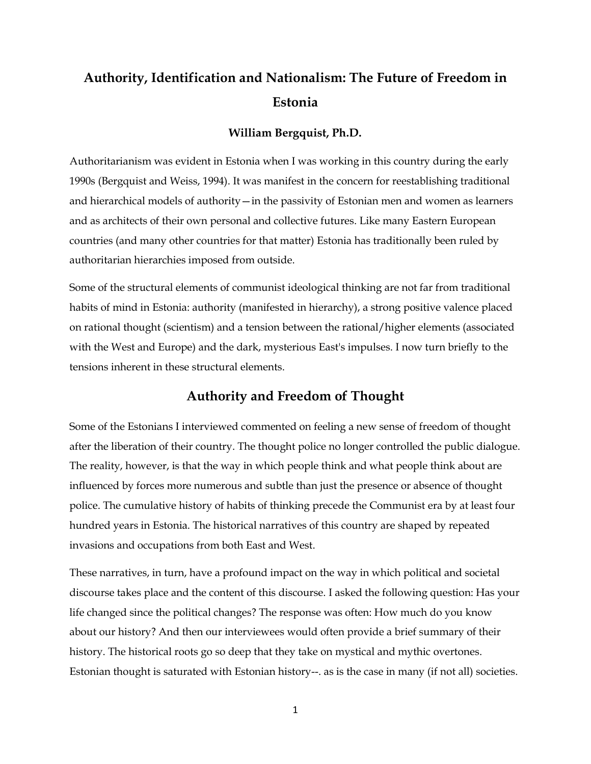# Authority, Identification and Nationalism: The Future of Freedom in Estonia

**William Bergquist, Ph.D.**

Authoritarianism was evident in Estonia when I was working in this country during the early 1990s (Bergquist and Weiss, 1994). It was manifest in the concern for reestablishing traditional and hierarchical models of authority—in the passivity of Estonian men and women as learners and as architects of their own personal and collective futures. Like many Eastern European countries (and many other countries for that matter) Estonia has traditionally been ruled by authoritarian hierarchies imposed from outside.

Some of the structural elements of communist ideological thinking are not far from traditional habits of mind in Estonia: authority (manifested in hierarchy), a strong positive valence placed on rational thought (scientism) and a tension between the rational/higher elements (associated with the West and Europe) and the dark, mysterious East's impulses. I now turn briefly to the tensions inherent in these structural elements.

## Authority and Freedom of Thought

Some of the Estonians I interviewed commented on feeling a new sense of freedom of thought after the liberation of their country. The thought police no longer controlled the public dialogue. The reality, however, is that the way in which people think and what people think about are influenced by forces more numerous and subtle than just the presence or absence of thought police. The cumulative history of habits of thinking precede the Communist era by at least four hundred years in Estonia. The historical narratives of this country are shaped by repeated invasions and occupations from both East and West.

These narratives, in turn, have a profound impact on the way in which political and societal discourse takes place and the content of this discourse. I asked the following question: Has your life changed since the political changes? The response was often: How much do you know about our history? And then our interviewees would often provide a brief summary of their history. The historical roots go so deep that they take on mystical and mythic overtones. Estonian thought is saturated with Estonian history--. as is the case in many (if not all) societies.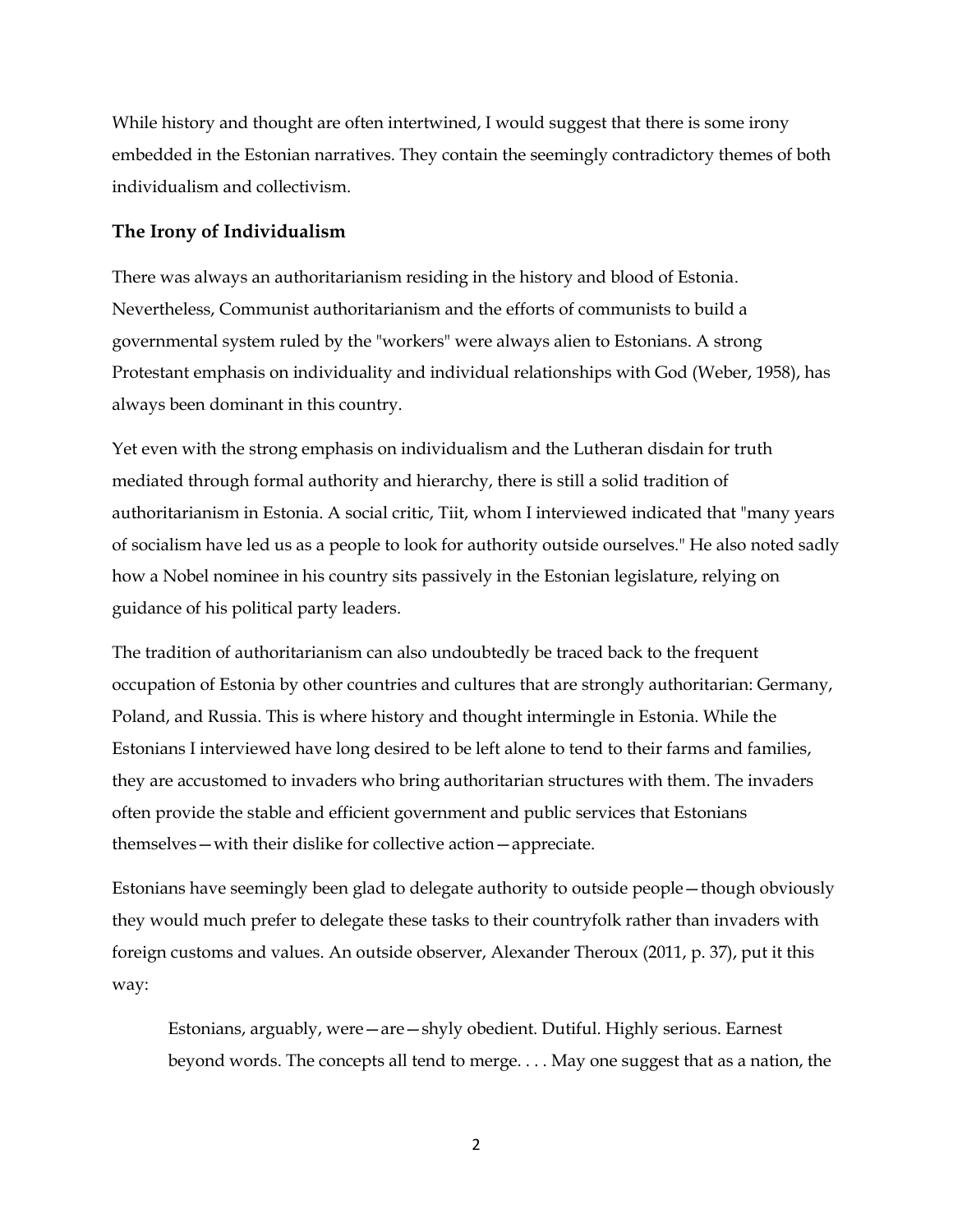While history and thought are often intertwined, I would suggest that there is some irony embedded in the Estonian narratives. They contain the seemingly contradictory themes of both individualism and collectivism.

### The Irony of Individualism

There was always an authoritarianism residing in the history and blood of Estonia. Nevertheless, Communist authoritarianism and the efforts of communists to build a governmental system ruled by the "workers" were always alien to Estonians. A strong Protestant emphasis on individuality and individual relationships with God (Weber, 1958), has always been dominant in this country.

Yet even with the strong emphasis on individualism and the Lutheran disdain for truth mediated through formal authority and hierarchy, there is still a solid tradition of authoritarianism in Estonia. A social critic, Tiit, whom I interviewed indicated that "many years of socialism have led us as a people to look for authority outside ourselves." He also noted sadly how a Nobel nominee in his country sits passively in the Estonian legislature, relying on guidance of his political party leaders.

The tradition of authoritarianism can also undoubtedly be traced back to the frequent occupation of Estonia by other countries and cultures that are strongly authoritarian: Germany, Poland, and Russia. This is where history and thought intermingle in Estonia. While the Estonians I interviewed have long desired to be left alone to tend to their farms and families, they are accustomed to invaders who bring authoritarian structures with them. The invaders often provide the stable and efficient government and public services that Estonians themselves—with their dislike for collective action—appreciate.

Estonians have seemingly been glad to delegate authority to outside people—though obviously they would much prefer to delegate these tasks to their countryfolk rather than invaders with foreign customs and values. An outside observer, Alexander Theroux (2011, p. 37), put it this way:

> Estonians, arguably, were—are—shyly obedient. Dutiful. Highly serious. Earnest beyond words. The concepts all tend to merge. . . . May one suggest that as a nation, the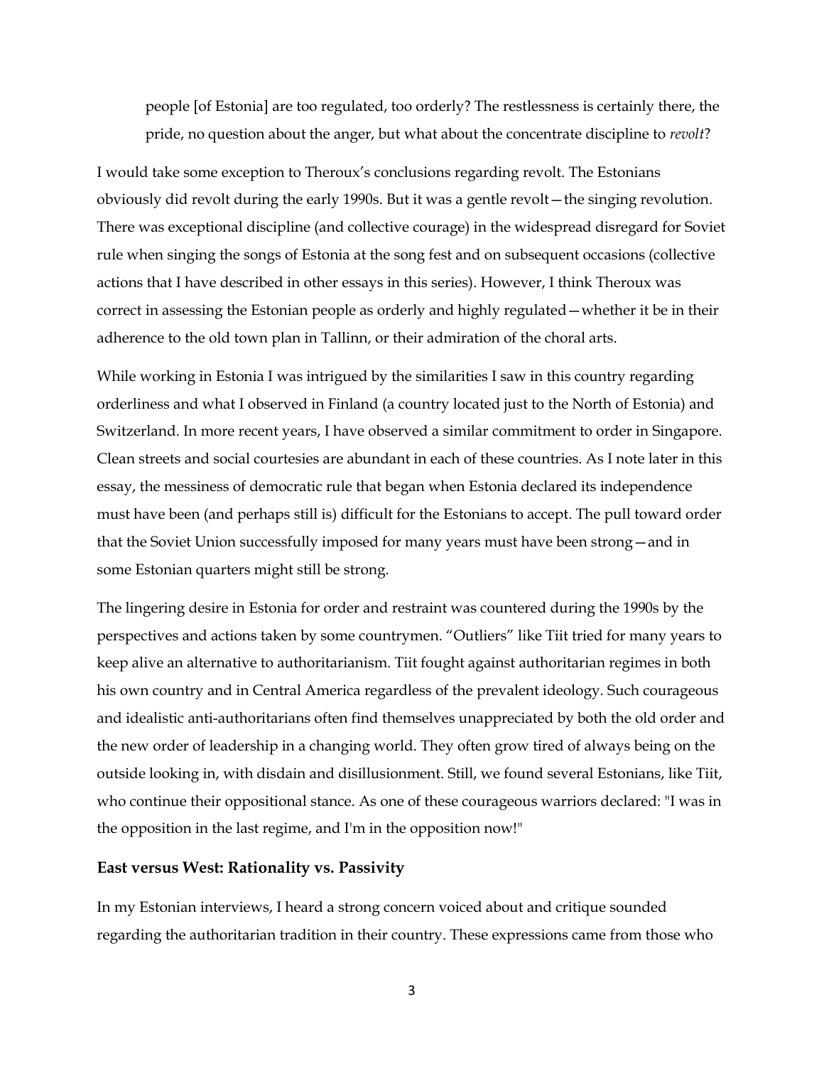people [of Estonia] are too regulated, too orderly? The restlessness is certainly there, the pride, no question about the anger, but what about the concentrate discipline to *revolt*?

I would take some exception to Theroux's conclusions regarding revolt. The Estonians obviously did revolt during the early 1990s. But it was a gentle revolt—the singing revolution. There was exceptional discipline (and collective courage) in the widespread disregard for Soviet rule when singing the songs of Estonia at the song fest and on subsequent occasions (collective actions that I have described in other essays in this series). However, I think Theroux was correct in assessing the Estonian people as orderly and highly regulated—whether it be in their adherence to the old town plan in Tallinn, or their admiration of the choral arts.

While working in Estonia I was intrigued by the similarities I saw in this country regarding orderliness and what I observed in Finland (a country located just to the North of Estonia) and Switzerland. In more recent years, I have observed a similar commitment to order in Singapore. Clean streets and social courtesies are abundant in each of these countries. As I note later in this essay, the messiness of democratic rule that began when Estonia declared its independence must have been (and perhaps still is) difficult for the Estonians to accept. The pull toward order that the Soviet Union successfully imposed for many years must have been strong—and in some Estonian quarters might still be strong.

The lingering desire in Estonia for order and restraint was countered during the 1990s by the perspectives and actions taken by some countrymen. "Outliers" like Tiit tried for many years to keep alive an alternative to authoritarianism. Tiit fought against authoritarian regimes in both his own country and in Central America regardless of the prevalent ideology. Such courageous and idealistic anti-authoritarians often find themselves unappreciated by both the old order and the new order of leadership in a changing world. They often grow tired of always being on the outside looking in, with disdain and disillusionment. Still, we found several Estonians, like Tiit, who continue their oppositional stance. As one of these courageous warriors declared: "I was in the opposition in the last regime, and I'm in the opposition now!"

## East versus West: Rationality vs. Passivity

In my Estonian interviews, I heard a strong concern voiced about and critique sounded regarding the authoritarian tradition in their country. These expressions came from those who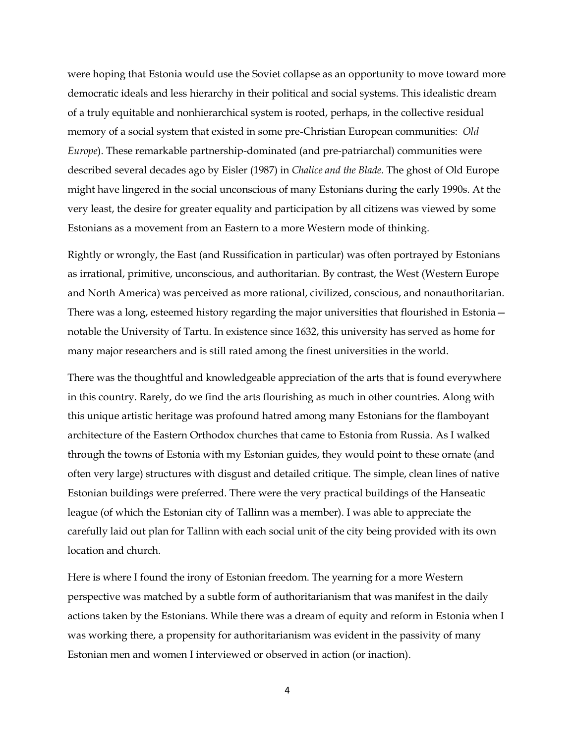were hoping that Estonia would use the Soviet collapse as an opportunity to move toward more democratic ideals and less hierarchy in their political and social systems. This idealistic dream of a truly equitable and nonhierarchical system is rooted, perhaps, in the collective residual memory of a social system that existed in some pre-Christian European communities: *Old Europe*). These remarkable partnership-dominated (and pre-patriarchal) communities were described several decades ago by Eisler (1987) in *Chalice and the Blade*. The ghost of Old Europe might have lingered in the social unconscious of many Estonians during the early 1990s. At the very least, the desire for greater equality and participation by all citizens was viewed by some Estonians as a movement from an Eastern to a more Western mode of thinking.

Rightly or wrongly, the East (and Russification in particular) was often portrayed by Estonians as irrational, primitive, unconscious, and authoritarian. By contrast, the West (Western Europe and North America) was perceived as more rational, civilized, conscious, and nonauthoritarian. There was a long, esteemed history regarding the major universities that flourished in Estonia—notable the University of Tartu. In existence since 1632, this university has served as home for many major researchers and is still rated among the finest universities in the world.

There was the thoughtful and knowledgeable appreciation of the arts that is found everywhere in this country. Rarely, do we find the arts flourishing as much in other countries. Along with this unique artistic heritage was profound hatred among many Estonians for the flamboyant architecture of the Eastern Orthodox churches that came to Estonia from Russia. As I walked through the towns of Estonia with my Estonian guides, they would point to these ornate (and often very large) structures with disgust and detailed critique. The simple, clean lines of native Estonian buildings were preferred. There were the very practical buildings of the Hanseatic league (of which the Estonian city of Tallinn was a member). I was able to appreciate the carefully laid out plan for Tallinn with each social unit of the city being provided with its own location and church.

Here is where I found the irony of Estonian freedom. The yearning for a more Western perspective was matched by a subtle form of authoritarianism that was manifest in the daily actions taken by the Estonians. While there was a dream of equity and reform in Estonia when I was working there, a propensity for authoritarianism was evident in the passivity of many Estonian men and women I interviewed or observed in action (or inaction).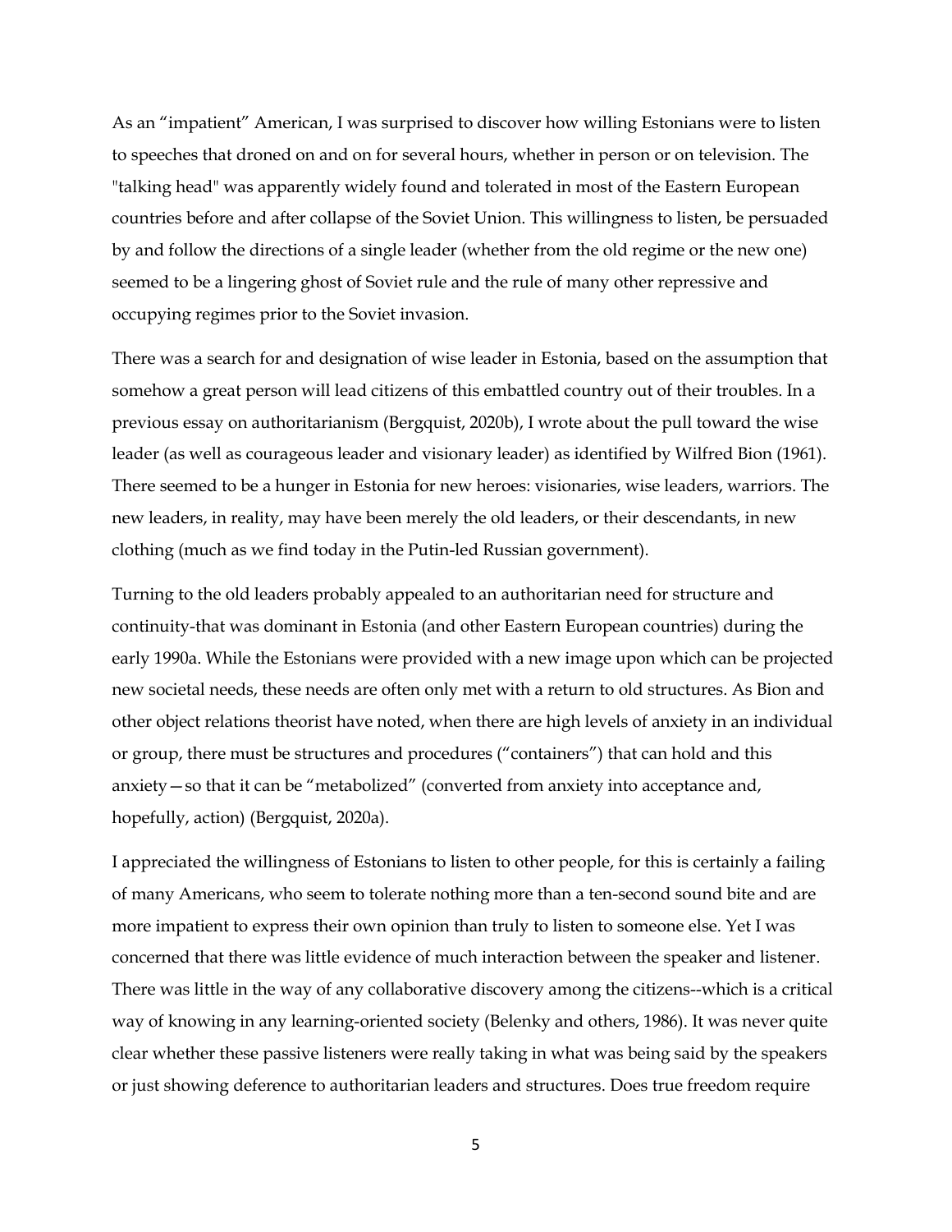As an “impatient” American, I was surprised to discover how willing Estonians were to listen to speeches that droned on and on for several hours, whether in person or on television. The "talking head" was apparently widely found and tolerated in most of the Eastern European countries before and after collapse of the Soviet Union. This willingness to listen, be persuaded by and follow the directions of a single leader (whether from the old regime or the new one) seemed to be a lingering ghost of Soviet rule and the rule of many other repressive and occupying regimes prior to the Soviet invasion.

There was a search for and designation of wise leader in Estonia, based on the assumption that somehow a great person will lead citizens of this embattled country out of their troubles. In a previous essay on authoritarianism (Bergquist, 2020b), I wrote about the pull toward the wise leader (as well as courageous leader and visionary leader) as identified by Wilfred Bion (1961). There seemed to be a hunger in Estonia for new heroes: visionaries, wise leaders, warriors. The new leaders, in reality, may have been merely the old leaders, or their descendants, in new clothing (much as we find today in the Putin-led Russian government).

Turning to the old leaders probably appealed to an authoritarian need for structure and continuity-that was dominant in Estonia (and other Eastern European countries) during the early 1990a. While the Estonians were provided with a new image upon which can be projected new societal needs, these needs are often only met with a return to old structures. As Bion and other object relations theorist have noted, when there are high levels of anxiety in an individual or group, there must be structures and procedures (“containers”) that can hold and this anxiety—so that it can be “metabolized” (converted from anxiety into acceptance and, hopefully, action) (Bergquist, 2020a).

I appreciated the willingness of Estonians to listen to other people, for this is certainly a failing of many Americans, who seem to tolerate nothing more than a ten-second sound bite and are more impatient to express their own opinion than truly to listen to someone else. Yet I was concerned that there was little evidence of much interaction between the speaker and listener. There was little in the way of any collaborative discovery among the citizens--which is a critical way of knowing in any learning-oriented society (Belenky and others, 1986). It was never quite clear whether these passive listeners were really taking in what was being said by the speakers or just showing deference to authoritarian leaders and structures. Does true freedom require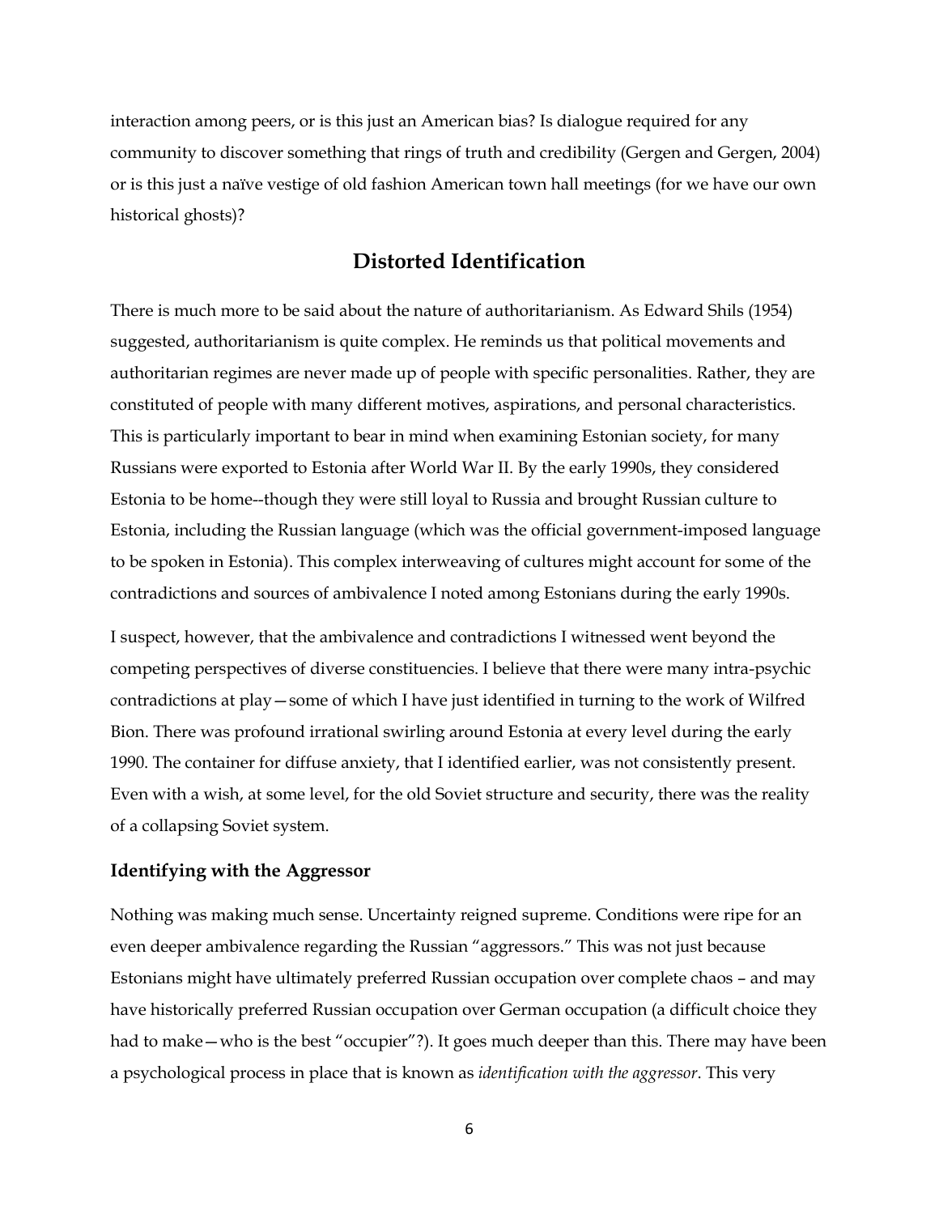interaction among peers, or is this just an American bias? Is dialogue required for any community to discover something that rings of truth and credibility (Gergen and Gergen, 2004) or is this just a naïve vestige of old fashion American town hall meetings (for we have our own historical ghosts)?

## Distorted Identification

There is much more to be said about the nature of authoritarianism. As Edward Shils (1954) suggested, authoritarianism is quite complex. He reminds us that political movements and authoritarian regimes are never made up of people with specific personalities. Rather, they are constituted of people with many different motives, aspirations, and personal characteristics. This is particularly important to bear in mind when examining Estonian society, for many Russians were exported to Estonia after World War II. By the early 1990s, they considered Estonia to be home--though they were still loyal to Russia and brought Russian culture to Estonia, including the Russian language (which was the official government-imposed language to be spoken in Estonia). This complex interweaving of cultures might account for some of the contradictions and sources of ambivalence I noted among Estonians during the early 1990s.

I suspect, however, that the ambivalence and contradictions I witnessed went beyond the competing perspectives of diverse constituencies. I believe that there were many intra-psychic contradictions at play—some of which I have just identified in turning to the work of Wilfred Bion. There was profound irrational swirling around Estonia at every level during the early 1990. The container for diffuse anxiety, that I identified earlier, was not consistently present. Even with a wish, at some level, for the old Soviet structure and security, there was the reality of a collapsing Soviet system.

### Identifying with the Aggressor

Nothing was making much sense. Uncertainty reigned supreme. Conditions were ripe for an even deeper ambivalence regarding the Russian "aggressors." This was not just because Estonians might have ultimately preferred Russian occupation over complete chaos – and may have historically preferred Russian occupation over German occupation (a difficult choice they had to make—who is the best "occupier"?). It goes much deeper than this. There may have been a psychological process in place that is known as *identification with the aggressor*. This very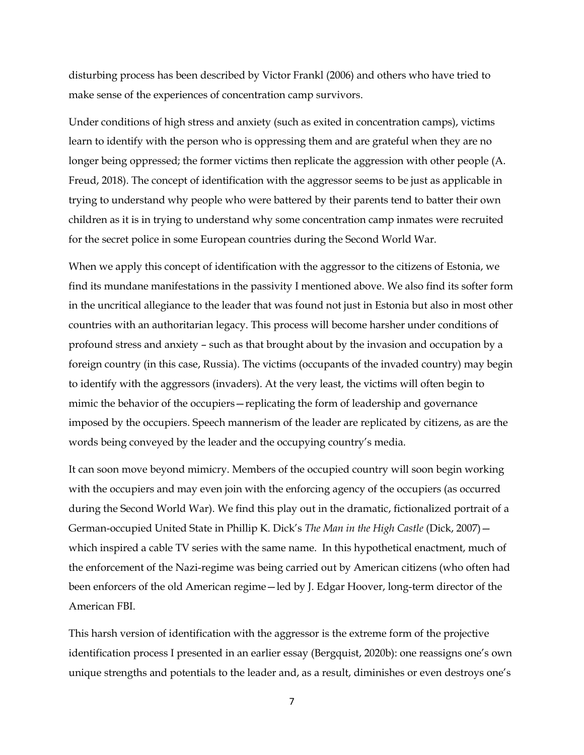disturbing process has been described by Victor Frankl (2006) and others who have tried to make sense of the experiences of concentration camp survivors.

Under conditions of high stress and anxiety (such as exited in concentration camps), victims learn to identify with the person who is oppressing them and are grateful when they are no longer being oppressed; the former victims then replicate the aggression with other people (A. Freud, 2018). The concept of identification with the aggressor seems to be just as applicable in trying to understand why people who were battered by their parents tend to batter their own children as it is in trying to understand why some concentration camp inmates were recruited for the secret police in some European countries during the Second World War.

When we apply this concept of identification with the aggressor to the citizens of Estonia, we find its mundane manifestations in the passivity I mentioned above. We also find its softer form in the uncritical allegiance to the leader that was found not just in Estonia but also in most other countries with an authoritarian legacy. This process will become harsher under conditions of profound stress and anxiety – such as that brought about by the invasion and occupation by a foreign country (in this case, Russia). The victims (occupants of the invaded country) may begin to identify with the aggressors (invaders). At the very least, the victims will often begin to mimic the behavior of the occupiers—replicating the form of leadership and governance imposed by the occupiers. Speech mannerism of the leader are replicated by citizens, as are the words being conveyed by the leader and the occupying country's media.

It can soon move beyond mimicry. Members of the occupied country will soon begin working with the occupiers and may even join with the enforcing agency of the occupiers (as occurred during the Second World War). We find this play out in the dramatic, fictionalized portrait of a German-occupied United State in Phillip K. Dick's *The Man in the High Castle* (Dick, 2007)—which inspired a cable TV series with the same name. In this hypothetical enactment, much of the enforcement of the Nazi-regime was being carried out by American citizens (who often had been enforcers of the old American regime—led by J. Edgar Hoover, long-term director of the American FBI.

This harsh version of identification with the aggressor is the extreme form of the projective identification process I presented in an earlier essay (Bergquist, 2020b): one reassigns one's own unique strengths and potentials to the leader and, as a result, diminishes or even destroys one's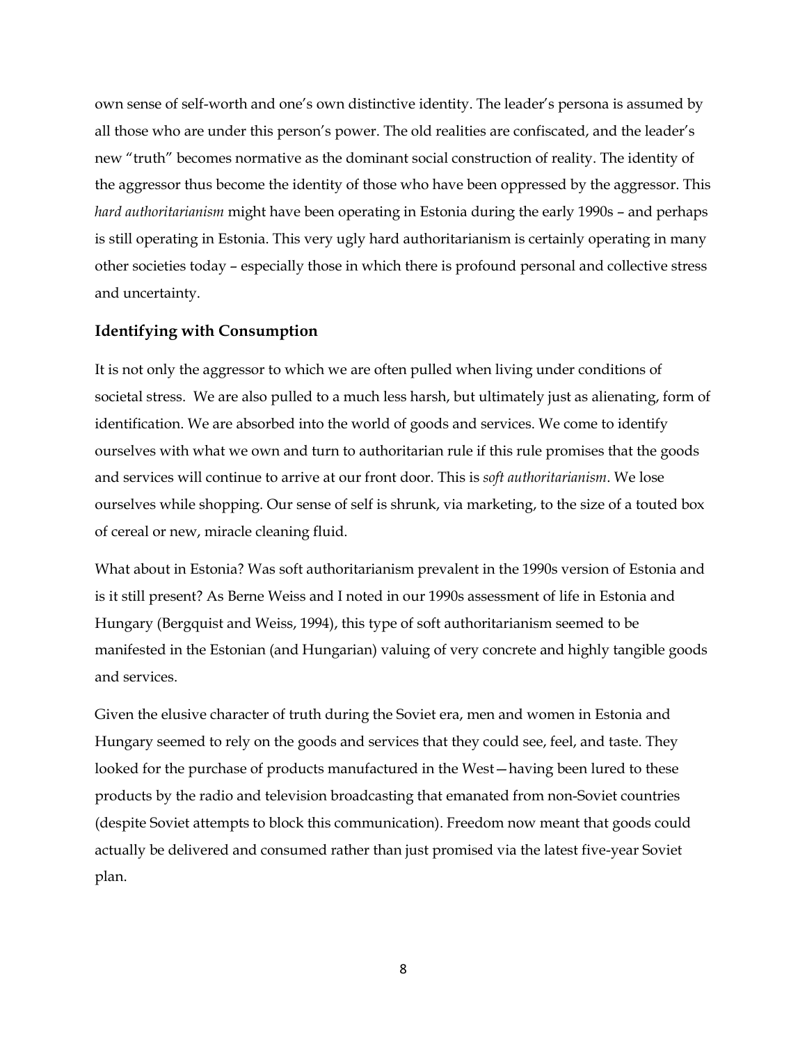own sense of self-worth and one's own distinctive identity. The leader's persona is assumed by all those who are under this person's power. The old realities are confiscated, and the leader's new "truth" becomes normative as the dominant social construction of reality. The identity of the aggressor thus become the identity of those who have been oppressed by the aggressor. This *hard authoritarianism* might have been operating in Estonia during the early 1990s – and perhaps is still operating in Estonia. This very ugly hard authoritarianism is certainly operating in many other societies today – especially those in which there is profound personal and collective stress and uncertainty.

### Identifying with Consumption

It is not only the aggressor to which we are often pulled when living under conditions of societal stress. We are also pulled to a much less harsh, but ultimately just as alienating, form of identification. We are absorbed into the world of goods and services. We come to identify ourselves with what we own and turn to authoritarian rule if this rule promises that the goods and services will continue to arrive at our front door. This is *soft authoritarianism*. We lose ourselves while shopping. Our sense of self is shrunk, via marketing, to the size of a touted box of cereal or new, miracle cleaning fluid.

What about in Estonia? Was soft authoritarianism prevalent in the 1990s version of Estonia and is it still present? As Berne Weiss and I noted in our 1990s assessment of life in Estonia and Hungary (Bergquist and Weiss, 1994), this type of soft authoritarianism seemed to be manifested in the Estonian (and Hungarian) valuing of very concrete and highly tangible goods and services.

Given the elusive character of truth during the Soviet era, men and women in Estonia and Hungary seemed to rely on the goods and services that they could see, feel, and taste. They looked for the purchase of products manufactured in the West—having been lured to these products by the radio and television broadcasting that emanated from non-Soviet countries (despite Soviet attempts to block this communication). Freedom now meant that goods could actually be delivered and consumed rather than just promised via the latest five-year Soviet plan.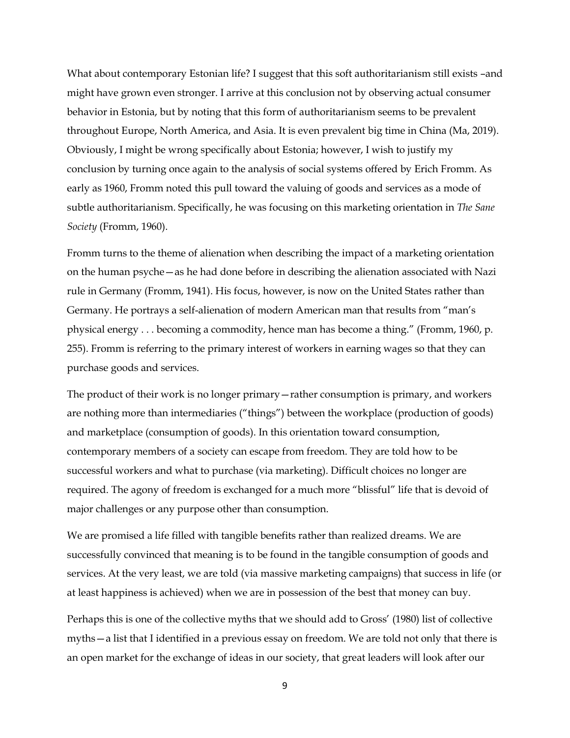What about contemporary Estonian life? I suggest that this soft authoritarianism still exists –and might have grown even stronger. I arrive at this conclusion not by observing actual consumer behavior in Estonia, but by noting that this form of authoritarianism seems to be prevalent throughout Europe, North America, and Asia. It is even prevalent big time in China (Ma, 2019). Obviously, I might be wrong specifically about Estonia; however, I wish to justify my conclusion by turning once again to the analysis of social systems offered by Erich Fromm. As early as 1960, Fromm noted this pull toward the valuing of goods and services as a mode of subtle authoritarianism. Specifically, he was focusing on this marketing orientation in *The Sane Society* (Fromm, 1960).

Fromm turns to the theme of alienation when describing the impact of a marketing orientation on the human psyche—as he had done before in describing the alienation associated with Nazi rule in Germany (Fromm, 1941). His focus, however, is now on the United States rather than Germany. He portrays a self-alienation of modern American man that results from "man's physical energy . . . becoming a commodity, hence man has become a thing." (Fromm, 1960, p. 255). Fromm is referring to the primary interest of workers in earning wages so that they can purchase goods and services.

The product of their work is no longer primary—rather consumption is primary, and workers are nothing more than intermediaries ("things") between the workplace (production of goods) and marketplace (consumption of goods). In this orientation toward consumption, contemporary members of a society can escape from freedom. They are told how to be successful workers and what to purchase (via marketing). Difficult choices no longer are required. The agony of freedom is exchanged for a much more "blissful" life that is devoid of major challenges or any purpose other than consumption.

We are promised a life filled with tangible benefits rather than realized dreams. We are successfully convinced that meaning is to be found in the tangible consumption of goods and services. At the very least, we are told (via massive marketing campaigns) that success in life (or at least happiness is achieved) when we are in possession of the best that money can buy.

Perhaps this is one of the collective myths that we should add to Gross' (1980) list of collective myths—a list that I identified in a previous essay on freedom. We are told not only that there is an open market for the exchange of ideas in our society, that great leaders will look after our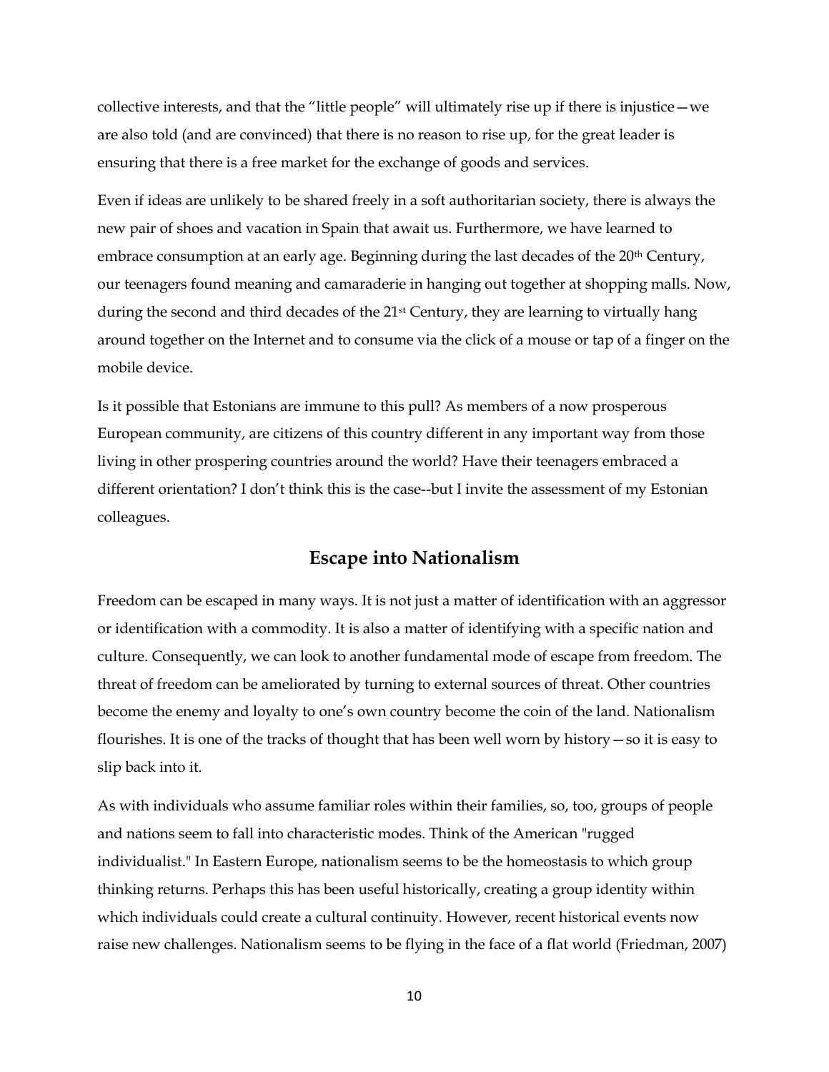collective interests, and that the “little people” will ultimately rise up if there is injustice—we are also told (and are convinced) that there is no reason to rise up, for the great leader is ensuring that there is a free market for the exchange of goods and services.

Even if ideas are unlikely to be shared freely in a soft authoritarian society, there is always the new pair of shoes and vacation in Spain that await us. Furthermore, we have learned to embrace consumption at an early age. Beginning during the last decades of the 20th Century, our teenagers found meaning and camaraderie in hanging out together at shopping malls. Now, during the second and third decades of the 21st Century, they are learning to virtually hang around together on the Internet and to consume via the click of a mouse or tap of a finger on the mobile device.

Is it possible that Estonians are immune to this pull? As members of a now prosperous European community, are citizens of this country different in any important way from those living in other prospering countries around the world? Have their teenagers embraced a different orientation? I don’t think this is the case--but I invite the assessment of my Estonian colleagues.

## Escape into Nationalism

Freedom can be escaped in many ways. It is not just a matter of identification with an aggressor or identification with a commodity. It is also a matter of identifying with a specific nation and culture. Consequently, we can look to another fundamental mode of escape from freedom. The threat of freedom can be ameliorated by turning to external sources of threat. Other countries become the enemy and loyalty to one’s own country become the coin of the land. Nationalism flourishes. It is one of the tracks of thought that has been well worn by history—so it is easy to slip back into it.

As with individuals who assume familiar roles within their families, so, too, groups of people and nations seem to fall into characteristic modes. Think of the American "rugged individualist." In Eastern Europe, nationalism seems to be the homeostasis to which group thinking returns. Perhaps this has been useful historically, creating a group identity within which individuals could create a cultural continuity. However, recent historical events now raise new challenges. Nationalism seems to be flying in the face of a flat world (Friedman, 2007)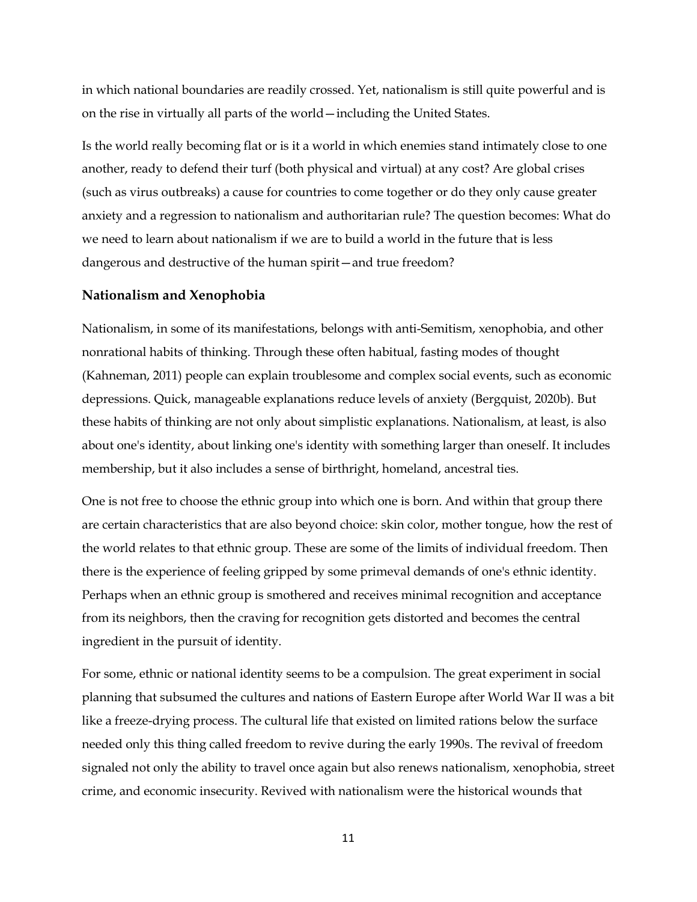in which national boundaries are readily crossed. Yet, nationalism is still quite powerful and is on the rise in virtually all parts of the world—including the United States.

Is the world really becoming flat or is it a world in which enemies stand intimately close to one another, ready to defend their turf (both physical and virtual) at any cost? Are global crises (such as virus outbreaks) a cause for countries to come together or do they only cause greater anxiety and a regression to nationalism and authoritarian rule? The question becomes: What do we need to learn about nationalism if we are to build a world in the future that is less dangerous and destructive of the human spirit—and true freedom?

### Nationalism and Xenophobia

Nationalism, in some of its manifestations, belongs with anti-Semitism, xenophobia, and other nonrational habits of thinking. Through these often habitual, fasting modes of thought (Kahneman, 2011) people can explain troublesome and complex social events, such as economic depressions. Quick, manageable explanations reduce levels of anxiety (Bergquist, 2020b). But these habits of thinking are not only about simplistic explanations. Nationalism, at least, is also about one's identity, about linking one's identity with something larger than oneself. It includes membership, but it also includes a sense of birthright, homeland, ancestral ties.

One is not free to choose the ethnic group into which one is born. And within that group there are certain characteristics that are also beyond choice: skin color, mother tongue, how the rest of the world relates to that ethnic group. These are some of the limits of individual freedom. Then there is the experience of feeling gripped by some primeval demands of one's ethnic identity. Perhaps when an ethnic group is smothered and receives minimal recognition and acceptance from its neighbors, then the craving for recognition gets distorted and becomes the central ingredient in the pursuit of identity.

For some, ethnic or national identity seems to be a compulsion. The great experiment in social planning that subsumed the cultures and nations of Eastern Europe after World War II was a bit like a freeze-drying process. The cultural life that existed on limited rations below the surface needed only this thing called freedom to revive during the early 1990s. The revival of freedom signaled not only the ability to travel once again but also renews nationalism, xenophobia, street crime, and economic insecurity. Revived with nationalism were the historical wounds that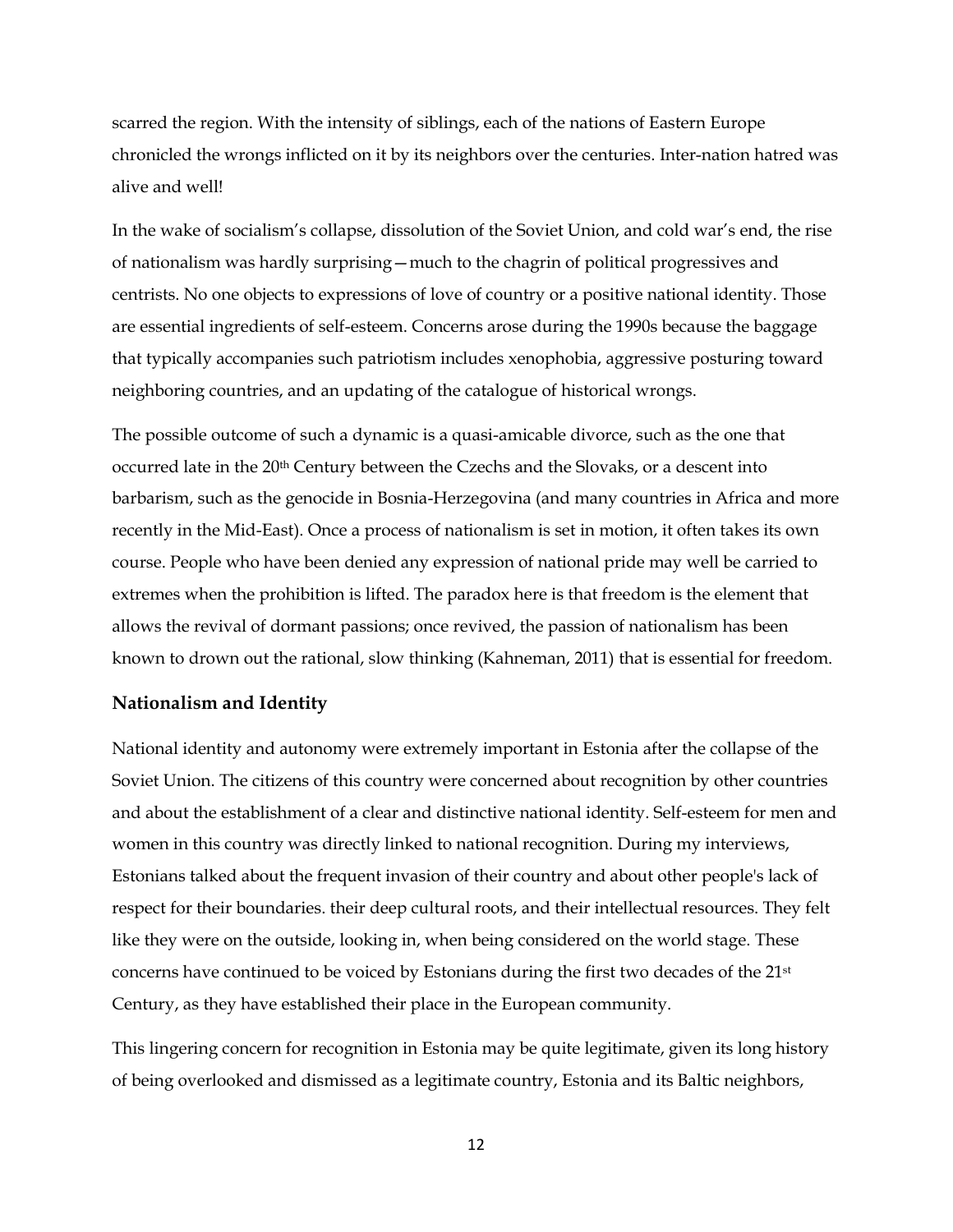scarred the region. With the intensity of siblings, each of the nations of Eastern Europe chronicled the wrongs inflicted on it by its neighbors over the centuries. Inter-nation hatred was alive and well!

In the wake of socialism's collapse, dissolution of the Soviet Union, and cold war's end, the rise of nationalism was hardly surprising—much to the chagrin of political progressives and centrists. No one objects to expressions of love of country or a positive national identity. Those are essential ingredients of self-esteem. Concerns arose during the 1990s because the baggage that typically accompanies such patriotism includes xenophobia, aggressive posturing toward neighboring countries, and an updating of the catalogue of historical wrongs.

The possible outcome of such a dynamic is a quasi-amicable divorce, such as the one that occurred late in the 20th Century between the Czechs and the Slovaks, or a descent into barbarism, such as the genocide in Bosnia-Herzegovina (and many countries in Africa and more recently in the Mid-East). Once a process of nationalism is set in motion, it often takes its own course. People who have been denied any expression of national pride may well be carried to extremes when the prohibition is lifted. The paradox here is that freedom is the element that allows the revival of dormant passions; once revived, the passion of nationalism has been known to drown out the rational, slow thinking (Kahneman, 2011) that is essential for freedom.

### Nationalism and Identity

National identity and autonomy were extremely important in Estonia after the collapse of the Soviet Union. The citizens of this country were concerned about recognition by other countries and about the establishment of a clear and distinctive national identity. Self-esteem for men and women in this country was directly linked to national recognition. During my interviews, Estonians talked about the frequent invasion of their country and about other people's lack of respect for their boundaries. their deep cultural roots, and their intellectual resources. They felt like they were on the outside, looking in, when being considered on the world stage. These concerns have continued to be voiced by Estonians during the first two decades of the 21st Century, as they have established their place in the European community.

This lingering concern for recognition in Estonia may be quite legitimate, given its long history of being overlooked and dismissed as a legitimate country, Estonia and its Baltic neighbors,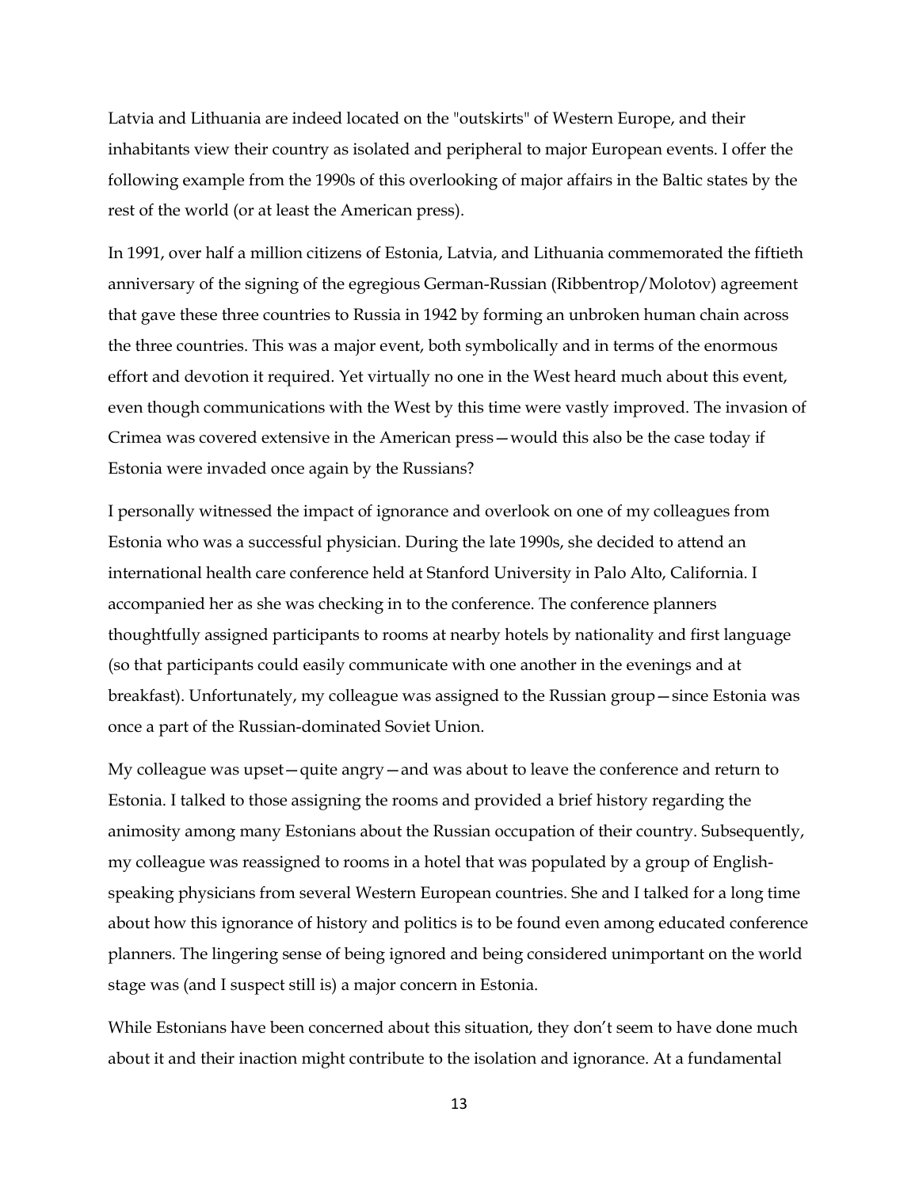Latvia and Lithuania are indeed located on the "outskirts" of Western Europe, and their inhabitants view their country as isolated and peripheral to major European events. I offer the following example from the 1990s of this overlooking of major affairs in the Baltic states by the rest of the world (or at least the American press).

In 1991, over half a million citizens of Estonia, Latvia, and Lithuania commemorated the fiftieth anniversary of the signing of the egregious German-Russian (Ribbentrop/Molotov) agreement that gave these three countries to Russia in 1942 by forming an unbroken human chain across the three countries. This was a major event, both symbolically and in terms of the enormous effort and devotion it required. Yet virtually no one in the West heard much about this event, even though communications with the West by this time were vastly improved. The invasion of Crimea was covered extensive in the American press—would this also be the case today if Estonia were invaded once again by the Russians?

I personally witnessed the impact of ignorance and overlook on one of my colleagues from Estonia who was a successful physician. During the late 1990s, she decided to attend an international health care conference held at Stanford University in Palo Alto, California. I accompanied her as she was checking in to the conference. The conference planners thoughtfully assigned participants to rooms at nearby hotels by nationality and first language (so that participants could easily communicate with one another in the evenings and at breakfast). Unfortunately, my colleague was assigned to the Russian group—since Estonia was once a part of the Russian-dominated Soviet Union.

My colleague was upset—quite angry—and was about to leave the conference and return to Estonia. I talked to those assigning the rooms and provided a brief history regarding the animosity among many Estonians about the Russian occupation of their country. Subsequently, my colleague was reassigned to rooms in a hotel that was populated by a group of English-speaking physicians from several Western European countries. She and I talked for a long time about how this ignorance of history and politics is to be found even among educated conference planners. The lingering sense of being ignored and being considered unimportant on the world stage was (and I suspect still is) a major concern in Estonia.

While Estonians have been concerned about this situation, they don't seem to have done much about it and their inaction might contribute to the isolation and ignorance. At a fundamental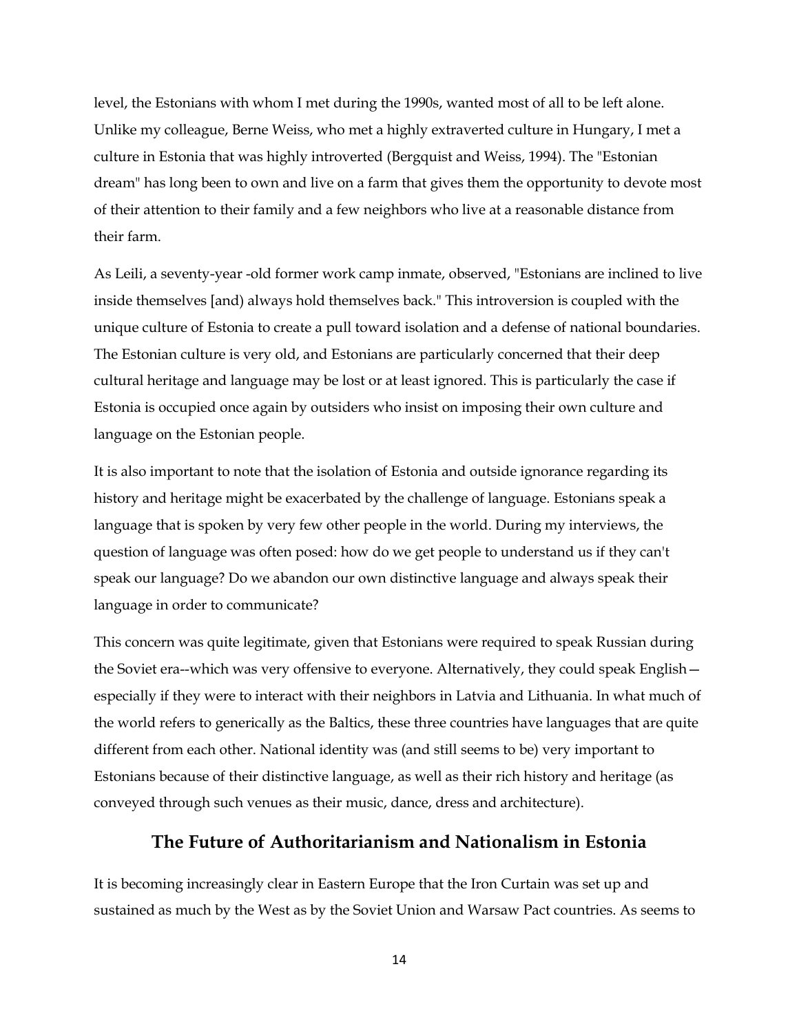level, the Estonians with whom I met during the 1990s, wanted most of all to be left alone. Unlike my colleague, Berne Weiss, who met a highly extraverted culture in Hungary, I met a culture in Estonia that was highly introverted (Bergquist and Weiss, 1994). The "Estonian dream" has long been to own and live on a farm that gives them the opportunity to devote most of their attention to their family and a few neighbors who live at a reasonable distance from their farm.

As Leili, a seventy-year -old former work camp inmate, observed, "Estonians are inclined to live inside themselves [and) always hold themselves back." This introversion is coupled with the unique culture of Estonia to create a pull toward isolation and a defense of national boundaries. The Estonian culture is very old, and Estonians are particularly concerned that their deep cultural heritage and language may be lost or at least ignored. This is particularly the case if Estonia is occupied once again by outsiders who insist on imposing their own culture and language on the Estonian people.

It is also important to note that the isolation of Estonia and outside ignorance regarding its history and heritage might be exacerbated by the challenge of language. Estonians speak a language that is spoken by very few other people in the world. During my interviews, the question of language was often posed: how do we get people to understand us if they can't speak our language? Do we abandon our own distinctive language and always speak their language in order to communicate?

This concern was quite legitimate, given that Estonians were required to speak Russian during the Soviet era--which was very offensive to everyone. Alternatively, they could speak English—especially if they were to interact with their neighbors in Latvia and Lithuania. In what much of the world refers to generically as the Baltics, these three countries have languages that are quite different from each other. National identity was (and still seems to be) very important to Estonians because of their distinctive language, as well as their rich history and heritage (as conveyed through such venues as their music, dance, dress and architecture).

## The Future of Authoritarianism and Nationalism in Estonia

It is becoming increasingly clear in Eastern Europe that the Iron Curtain was set up and sustained as much by the West as by the Soviet Union and Warsaw Pact countries. As seems to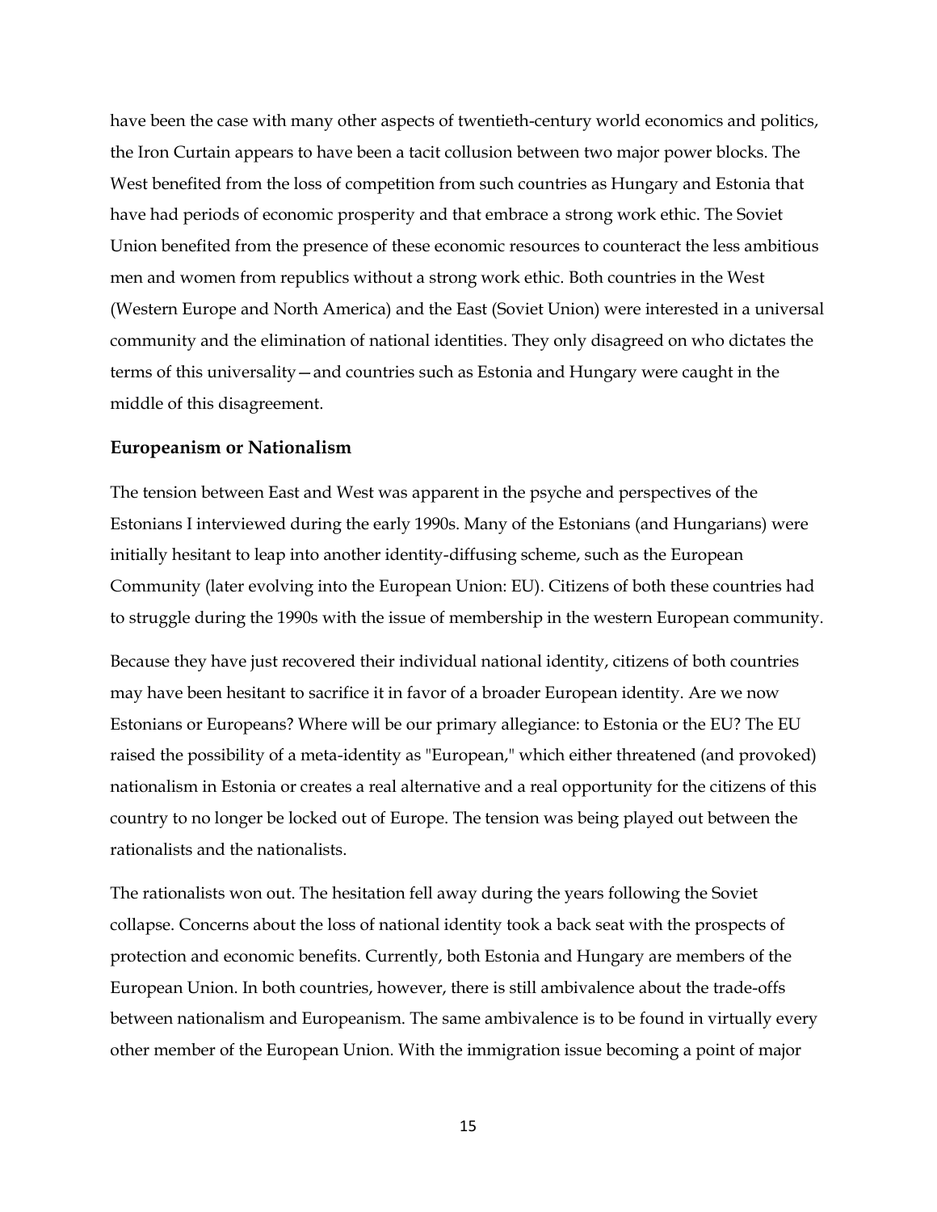have been the case with many other aspects of twentieth-century world economics and politics, the Iron Curtain appears to have been a tacit collusion between two major power blocks. The West benefited from the loss of competition from such countries as Hungary and Estonia that have had periods of economic prosperity and that embrace a strong work ethic. The Soviet Union benefited from the presence of these economic resources to counteract the less ambitious men and women from republics without a strong work ethic. Both countries in the West (Western Europe and North America) and the East (Soviet Union) were interested in a universal community and the elimination of national identities. They only disagreed on who dictates the terms of this universality—and countries such as Estonia and Hungary were caught in the middle of this disagreement.

**Europeanism or Nationalism**

The tension between East and West was apparent in the psyche and perspectives of the Estonians I interviewed during the early 1990s. Many of the Estonians (and Hungarians) were initially hesitant to leap into another identity-diffusing scheme, such as the European Community (later evolving into the European Union: EU). Citizens of both these countries had to struggle during the 1990s with the issue of membership in the western European community.

Because they have just recovered their individual national identity, citizens of both countries may have been hesitant to sacrifice it in favor of a broader European identity. Are we now Estonians or Europeans? Where will be our primary allegiance: to Estonia or the EU? The EU raised the possibility of a meta-identity as "European," which either threatened (and provoked) nationalism in Estonia or creates a real alternative and a real opportunity for the citizens of this country to no longer be locked out of Europe. The tension was being played out between the rationalists and the nationalists.

The rationalists won out. The hesitation fell away during the years following the Soviet collapse. Concerns about the loss of national identity took a back seat with the prospects of protection and economic benefits. Currently, both Estonia and Hungary are members of the European Union. In both countries, however, there is still ambivalence about the trade-offs between nationalism and Europeanism. The same ambivalence is to be found in virtually every other member of the European Union. With the immigration issue becoming a point of major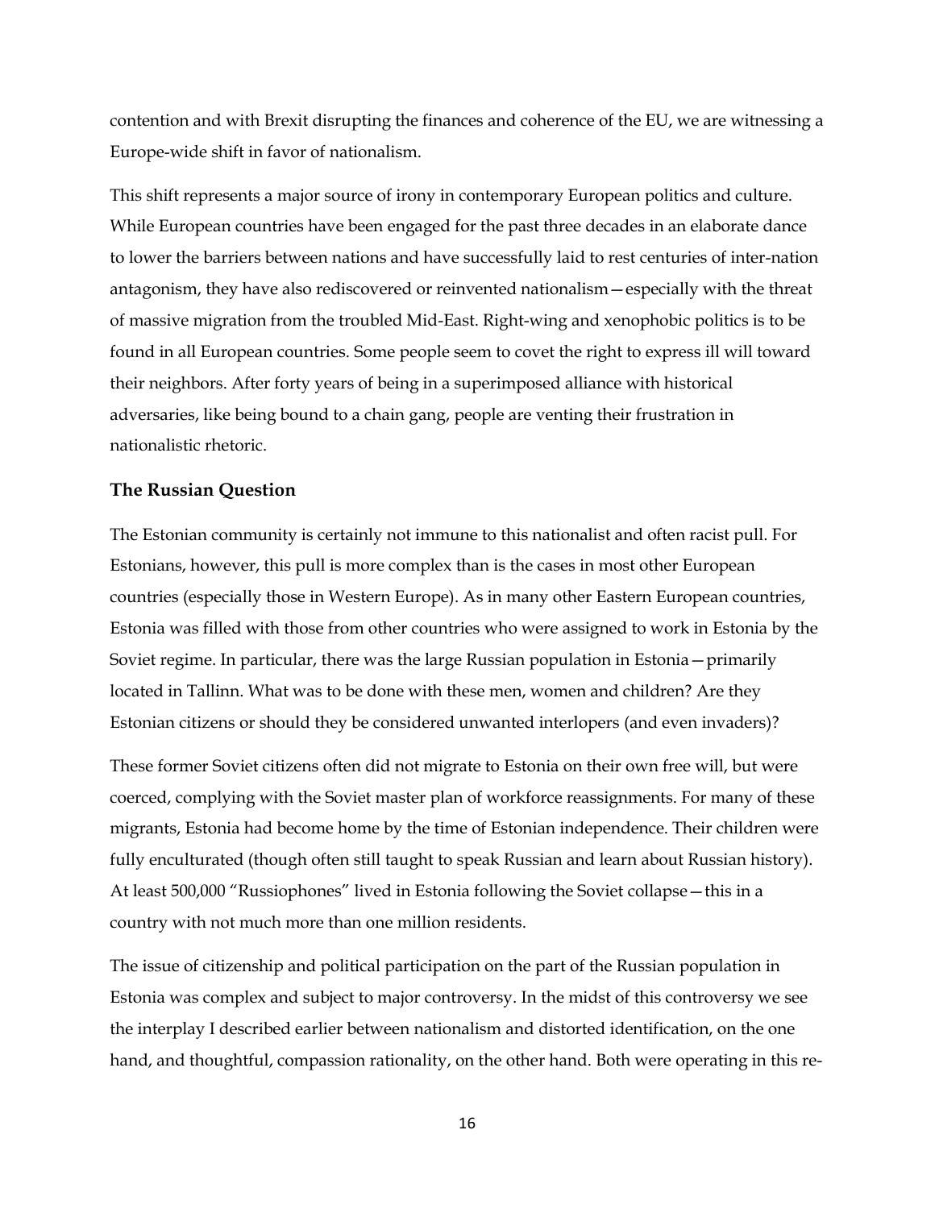contention and with Brexit disrupting the finances and coherence of the EU, we are witnessing a Europe-wide shift in favor of nationalism.

This shift represents a major source of irony in contemporary European politics and culture. While European countries have been engaged for the past three decades in an elaborate dance to lower the barriers between nations and have successfully laid to rest centuries of inter-nation antagonism, they have also rediscovered or reinvented nationalism—especially with the threat of massive migration from the troubled Mid-East. Right-wing and xenophobic politics is to be found in all European countries. Some people seem to covet the right to express ill will toward their neighbors. After forty years of being in a superimposed alliance with historical adversaries, like being bound to a chain gang, people are venting their frustration in nationalistic rhetoric.

### The Russian Question

The Estonian community is certainly not immune to this nationalist and often racist pull. For Estonians, however, this pull is more complex than is the cases in most other European countries (especially those in Western Europe). As in many other Eastern European countries, Estonia was filled with those from other countries who were assigned to work in Estonia by the Soviet regime. In particular, there was the large Russian population in Estonia—primarily located in Tallinn. What was to be done with these men, women and children? Are they Estonian citizens or should they be considered unwanted interlopers (and even invaders)?

These former Soviet citizens often did not migrate to Estonia on their own free will, but were coerced, complying with the Soviet master plan of workforce reassignments. For many of these migrants, Estonia had become home by the time of Estonian independence. Their children were fully enculturated (though often still taught to speak Russian and learn about Russian history). At least 500,000 "Russiophones" lived in Estonia following the Soviet collapse—this in a country with not much more than one million residents.

The issue of citizenship and political participation on the part of the Russian population in Estonia was complex and subject to major controversy. In the midst of this controversy we see the interplay I described earlier between nationalism and distorted identification, on the one hand, and thoughtful, compassion rationality, on the other hand. Both were operating in this re-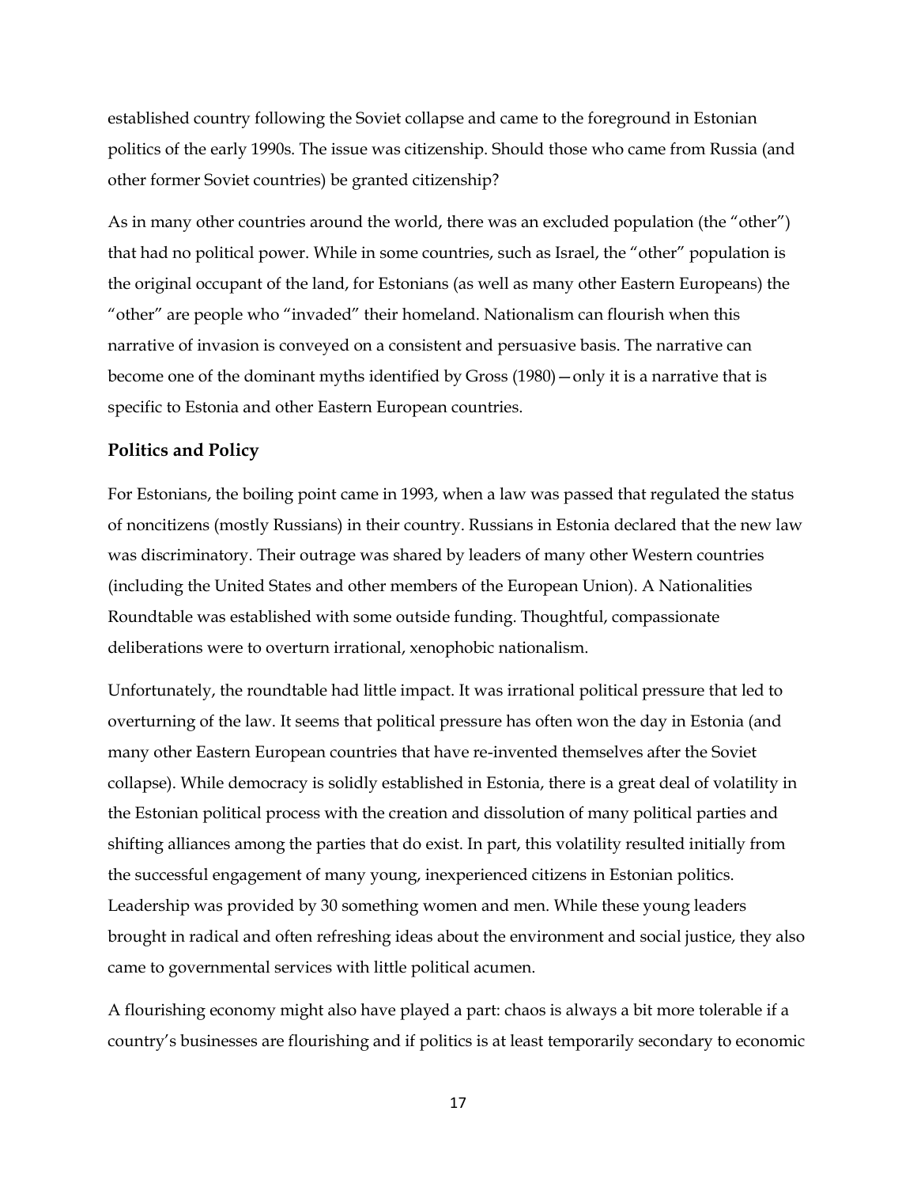established country following the Soviet collapse and came to the foreground in Estonian politics of the early 1990s. The issue was citizenship. Should those who came from Russia (and other former Soviet countries) be granted citizenship?

As in many other countries around the world, there was an excluded population (the "other") that had no political power. While in some countries, such as Israel, the "other" population is the original occupant of the land, for Estonians (as well as many other Eastern Europeans) the "other" are people who "invaded" their homeland. Nationalism can flourish when this narrative of invasion is conveyed on a consistent and persuasive basis. The narrative can become one of the dominant myths identified by Gross (1980)—only it is a narrative that is specific to Estonia and other Eastern European countries.

### Politics and Policy

For Estonians, the boiling point came in 1993, when a law was passed that regulated the status of noncitizens (mostly Russians) in their country. Russians in Estonia declared that the new law was discriminatory. Their outrage was shared by leaders of many other Western countries (including the United States and other members of the European Union). A Nationalities Roundtable was established with some outside funding. Thoughtful, compassionate deliberations were to overturn irrational, xenophobic nationalism.

Unfortunately, the roundtable had little impact. It was irrational political pressure that led to overturning of the law. It seems that political pressure has often won the day in Estonia (and many other Eastern European countries that have re-invented themselves after the Soviet collapse). While democracy is solidly established in Estonia, there is a great deal of volatility in the Estonian political process with the creation and dissolution of many political parties and shifting alliances among the parties that do exist. In part, this volatility resulted initially from the successful engagement of many young, inexperienced citizens in Estonian politics. Leadership was provided by 30 something women and men. While these young leaders brought in radical and often refreshing ideas about the environment and social justice, they also came to governmental services with little political acumen.

A flourishing economy might also have played a part: chaos is always a bit more tolerable if a country's businesses are flourishing and if politics is at least temporarily secondary to economic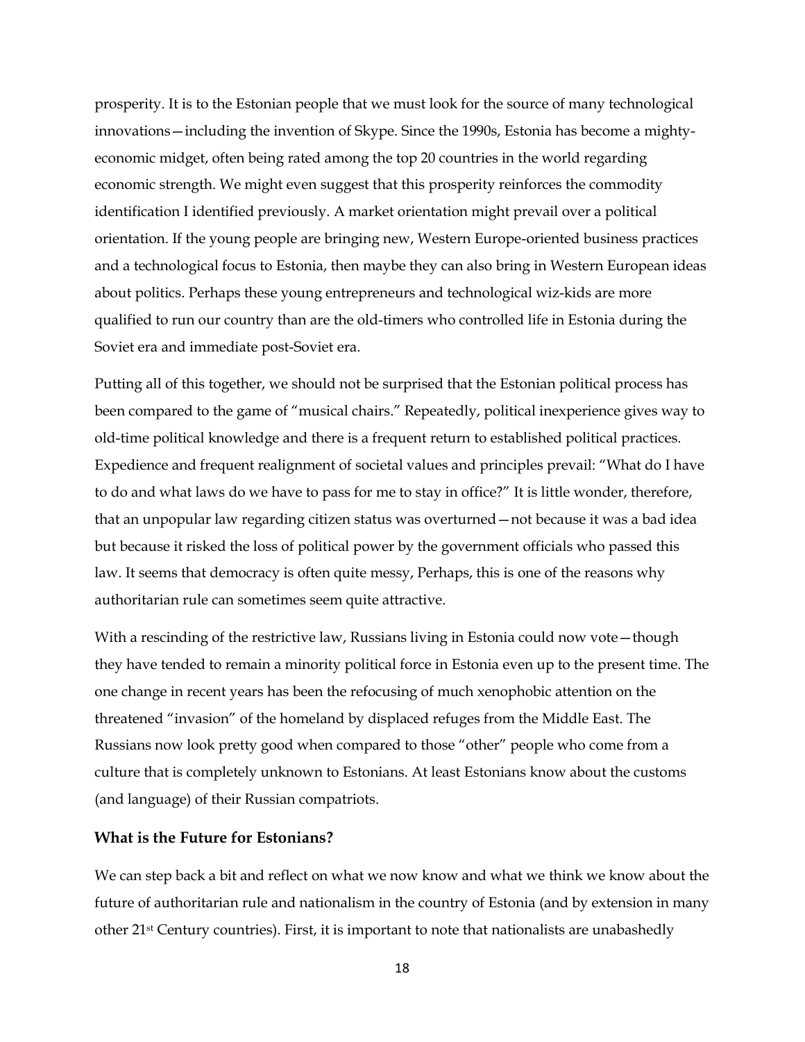prosperity. It is to the Estonian people that we must look for the source of many technological innovations—including the invention of Skype. Since the 1990s, Estonia has become a mighty-economic midget, often being rated among the top 20 countries in the world regarding economic strength. We might even suggest that this prosperity reinforces the commodity identification I identified previously. A market orientation might prevail over a political orientation. If the young people are bringing new, Western Europe-oriented business practices and a technological focus to Estonia, then maybe they can also bring in Western European ideas about politics. Perhaps these young entrepreneurs and technological wiz-kids are more qualified to run our country than are the old-timers who controlled life in Estonia during the Soviet era and immediate post-Soviet era.

Putting all of this together, we should not be surprised that the Estonian political process has been compared to the game of "musical chairs." Repeatedly, political inexperience gives way to old-time political knowledge and there is a frequent return to established political practices. Expedience and frequent realignment of societal values and principles prevail: "What do I have to do and what laws do we have to pass for me to stay in office?" It is little wonder, therefore, that an unpopular law regarding citizen status was overturned—not because it was a bad idea but because it risked the loss of political power by the government officials who passed this law. It seems that democracy is often quite messy, Perhaps, this is one of the reasons why authoritarian rule can sometimes seem quite attractive.

With a rescinding of the restrictive law, Russians living in Estonia could now vote—though they have tended to remain a minority political force in Estonia even up to the present time. The one change in recent years has been the refocusing of much xenophobic attention on the threatened "invasion" of the homeland by displaced refuges from the Middle East. The Russians now look pretty good when compared to those "other" people who come from a culture that is completely unknown to Estonians. At least Estonians know about the customs (and language) of their Russian compatriots.

### What is the Future for Estonians?

We can step back a bit and reflect on what we now know and what we think we know about the future of authoritarian rule and nationalism in the country of Estonia (and by extension in many other 21st Century countries). First, it is important to note that nationalists are unabashedly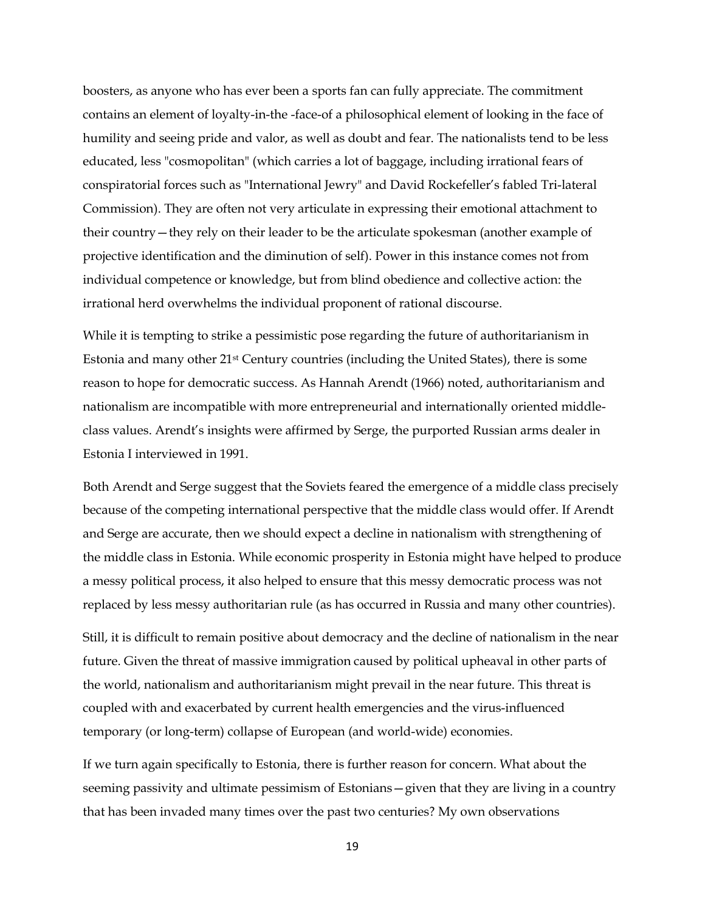boosters, as anyone who has ever been a sports fan can fully appreciate. The commitment contains an element of loyalty-in-the -face-of a philosophical element of looking in the face of humility and seeing pride and valor, as well as doubt and fear. The nationalists tend to be less educated, less "cosmopolitan" (which carries a lot of baggage, including irrational fears of conspiratorial forces such as "International Jewry" and David Rockefeller's fabled Tri-lateral Commission). They are often not very articulate in expressing their emotional attachment to their country—they rely on their leader to be the articulate spokesman (another example of projective identification and the diminution of self). Power in this instance comes not from individual competence or knowledge, but from blind obedience and collective action: the irrational herd overwhelms the individual proponent of rational discourse.

While it is tempting to strike a pessimistic pose regarding the future of authoritarianism in Estonia and many other 21st Century countries (including the United States), there is some reason to hope for democratic success. As Hannah Arendt (1966) noted, authoritarianism and nationalism are incompatible with more entrepreneurial and internationally oriented middle-class values. Arendt's insights were affirmed by Serge, the purported Russian arms dealer in Estonia I interviewed in 1991.

Both Arendt and Serge suggest that the Soviets feared the emergence of a middle class precisely because of the competing international perspective that the middle class would offer. If Arendt and Serge are accurate, then we should expect a decline in nationalism with strengthening of the middle class in Estonia. While economic prosperity in Estonia might have helped to produce a messy political process, it also helped to ensure that this messy democratic process was not replaced by less messy authoritarian rule (as has occurred in Russia and many other countries).

Still, it is difficult to remain positive about democracy and the decline of nationalism in the near future. Given the threat of massive immigration caused by political upheaval in other parts of the world, nationalism and authoritarianism might prevail in the near future. This threat is coupled with and exacerbated by current health emergencies and the virus-influenced temporary (or long-term) collapse of European (and world-wide) economies.

If we turn again specifically to Estonia, there is further reason for concern. What about the seeming passivity and ultimate pessimism of Estonians—given that they are living in a country that has been invaded many times over the past two centuries? My own observations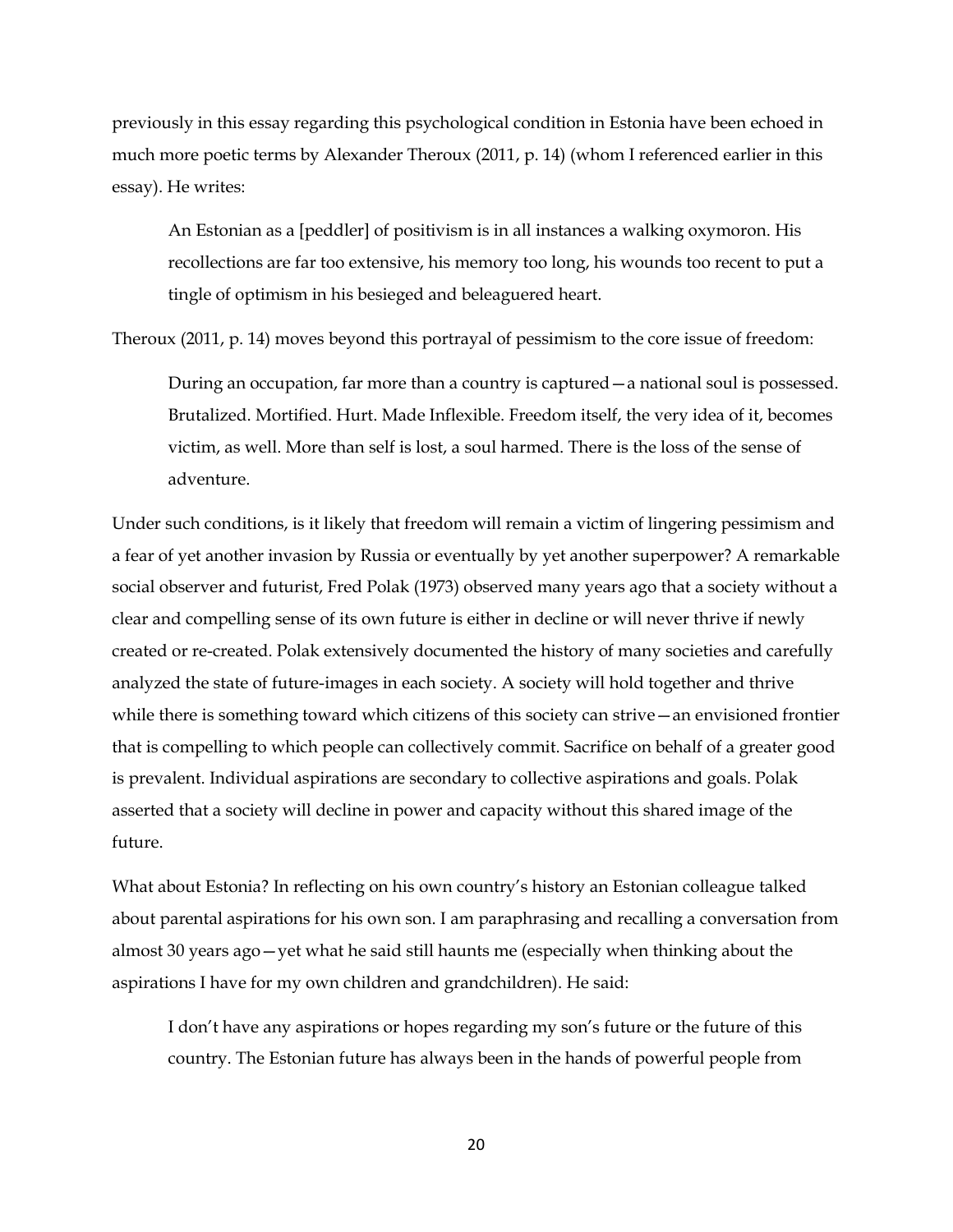previously in this essay regarding this psychological condition in Estonia have been echoed in much more poetic terms by Alexander Theroux (2011, p. 14) (whom I referenced earlier in this essay). He writes:

> An Estonian as a [peddler] of positivism is in all instances a walking oxymoron. His recollections are far too extensive, his memory too long, his wounds too recent to put a tingle of optimism in his besieged and beleaguered heart.

Theroux (2011, p. 14) moves beyond this portrayal of pessimism to the core issue of freedom:

> During an occupation, far more than a country is captured—a national soul is possessed. Brutalized. Mortified. Hurt. Made Inflexible. Freedom itself, the very idea of it, becomes victim, as well. More than self is lost, a soul harmed. There is the loss of the sense of adventure.

Under such conditions, is it likely that freedom will remain a victim of lingering pessimism and a fear of yet another invasion by Russia or eventually by yet another superpower? A remarkable social observer and futurist, Fred Polak (1973) observed many years ago that a society without a clear and compelling sense of its own future is either in decline or will never thrive if newly created or re-created. Polak extensively documented the history of many societies and carefully analyzed the state of future-images in each society. A society will hold together and thrive while there is something toward which citizens of this society can strive—an envisioned frontier that is compelling to which people can collectively commit. Sacrifice on behalf of a greater good is prevalent. Individual aspirations are secondary to collective aspirations and goals. Polak asserted that a society will decline in power and capacity without this shared image of the future.

What about Estonia? In reflecting on his own country's history an Estonian colleague talked about parental aspirations for his own son. I am paraphrasing and recalling a conversation from almost 30 years ago—yet what he said still haunts me (especially when thinking about the aspirations I have for my own children and grandchildren). He said:

> I don't have any aspirations or hopes regarding my son's future or the future of this country. The Estonian future has always been in the hands of powerful people from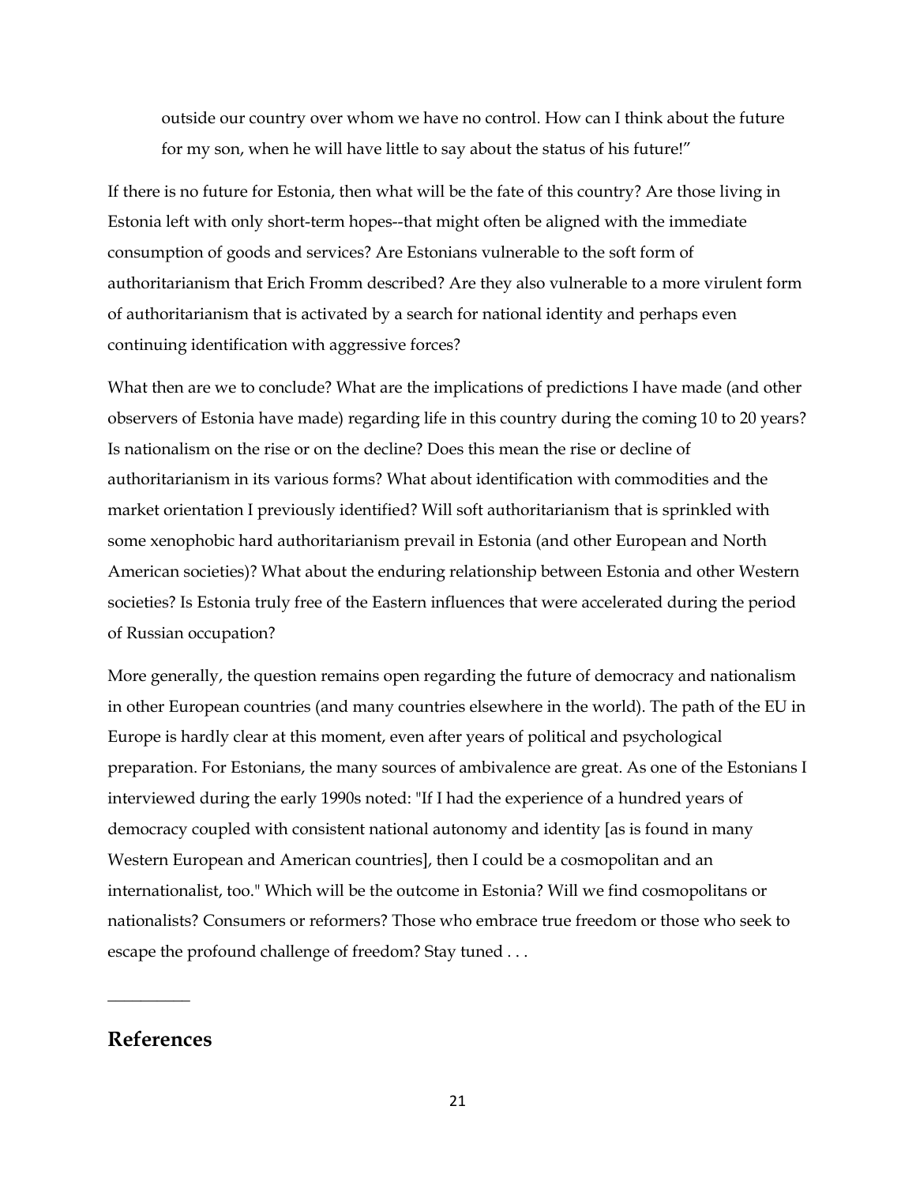outside our country over whom we have no control. How can I think about the future for my son, when he will have little to say about the status of his future!"

If there is no future for Estonia, then what will be the fate of this country? Are those living in Estonia left with only short-term hopes--that might often be aligned with the immediate consumption of goods and services? Are Estonians vulnerable to the soft form of authoritarianism that Erich Fromm described? Are they also vulnerable to a more virulent form of authoritarianism that is activated by a search for national identity and perhaps even continuing identification with aggressive forces?

What then are we to conclude? What are the implications of predictions I have made (and other observers of Estonia have made) regarding life in this country during the coming 10 to 20 years? Is nationalism on the rise or on the decline? Does this mean the rise or decline of authoritarianism in its various forms? What about identification with commodities and the market orientation I previously identified? Will soft authoritarianism that is sprinkled with some xenophobic hard authoritarianism prevail in Estonia (and other European and North American societies)? What about the enduring relationship between Estonia and other Western societies? Is Estonia truly free of the Eastern influences that were accelerated during the period of Russian occupation?

More generally, the question remains open regarding the future of democracy and nationalism in other European countries (and many countries elsewhere in the world). The path of the EU in Europe is hardly clear at this moment, even after years of political and psychological preparation. For Estonians, the many sources of ambivalence are great. As one of the Estonians I interviewed during the early 1990s noted: "If I had the experience of a hundred years of democracy coupled with consistent national autonomy and identity [as is found in many Western European and American countries], then I could be a cosmopolitan and an internationalist, too." Which will be the outcome in Estonia? Will we find cosmopolitans or nationalists? Consumers or reformers? Those who embrace true freedom or those who seek to escape the profound challenge of freedom? Stay tuned . . .

---

## References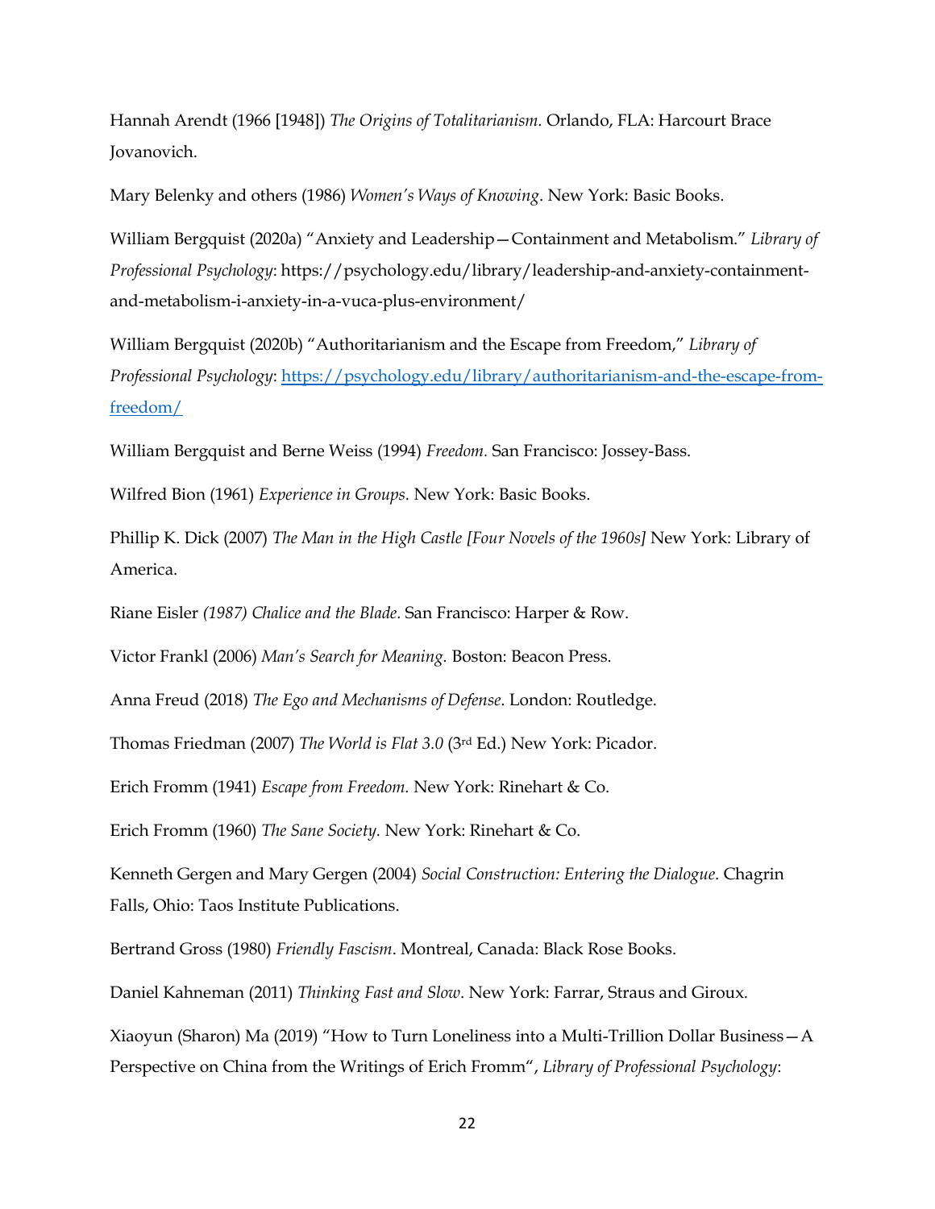Hannah Arendt (1966 [1948]) *The Origins of Totalitarianism.* Orlando, FLA: Harcourt Brace Jovanovich.

Mary Belenky and others (1986) *Women's Ways of Knowing*. New York: Basic Books.

William Bergquist (2020a) "Anxiety and Leadership—Containment and Metabolism." *Library of Professional Psychology*: https://psychology.edu/library/leadership-and-anxiety-containment-and-metabolism-i-anxiety-in-a-vuca-plus-environment/

William Bergquist (2020b) "Authoritarianism and the Escape from Freedom," *Library of Professional Psychology*: https://psychology.edu/library/authoritarianism-and-the-escape-from-freedom/

William Bergquist and Berne Weiss (1994) *Freedom.* San Francisco: Jossey-Bass.

Wilfred Bion (1961) *Experience in Groups.* New York: Basic Books.

Phillip K. Dick (2007) *The Man in the High Castle [Four Novels of the 1960s]* New York: Library of America.

Riane Eisler *(1987) Chalice and the Blade.* San Francisco: Harper & Row.

Victor Frankl (2006) *Man's Search for Meaning.* Boston: Beacon Press.

Anna Freud (2018) *The Ego and Mechanisms of Defense*. London: Routledge.

Thomas Friedman (2007) *The World is Flat 3.0* (3rd Ed.) New York: Picador.

Erich Fromm (1941) *Escape from Freedom.* New York: Rinehart & Co.

Erich Fromm (1960) *The Sane Society.* New York: Rinehart & Co.

Kenneth Gergen and Mary Gergen (2004) *Social Construction: Entering the Dialogue*. Chagrin Falls, Ohio: Taos Institute Publications.

Bertrand Gross (1980) *Friendly Fascism*. Montreal, Canada: Black Rose Books.

Daniel Kahneman (2011) *Thinking Fast and Slow*. New York: Farrar, Straus and Giroux.

Xiaoyun (Sharon) Ma (2019) "How to Turn Loneliness into a Multi-Trillion Dollar Business—A Perspective on China from the Writings of Erich Fromm", *Library of Professional Psychology*: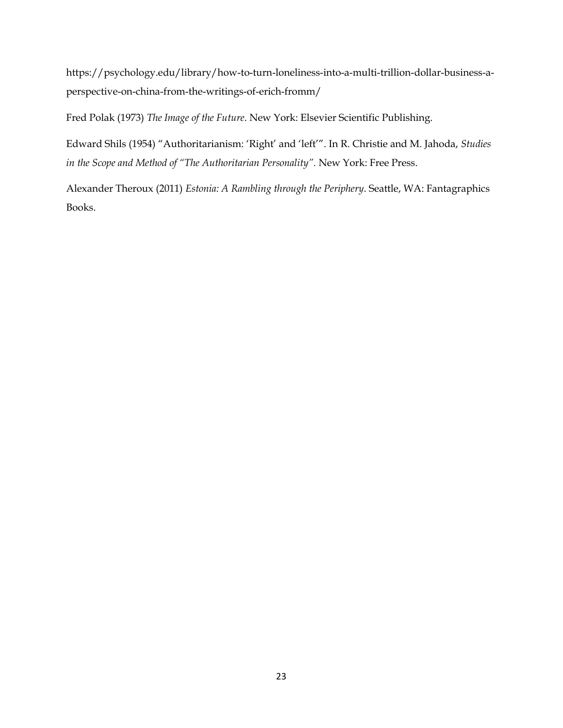https://psychology.edu/library/how-to-turn-loneliness-into-a-multi-trillion-dollar-business-a-perspective-on-china-from-the-writings-of-erich-fromm/

Fred Polak (1973) *The Image of the Future*. New York: Elsevier Scientific Publishing.

Edward Shils (1954) "Authoritarianism: 'Right' and 'left'". In R. Christie and M. Jahoda, *Studies in the Scope and Method of "The Authoritarian Personality"*. New York: Free Press.

Alexander Theroux (2011) *Estonia: A Rambling through the Periphery*. Seattle, WA: Fantagraphics Books.